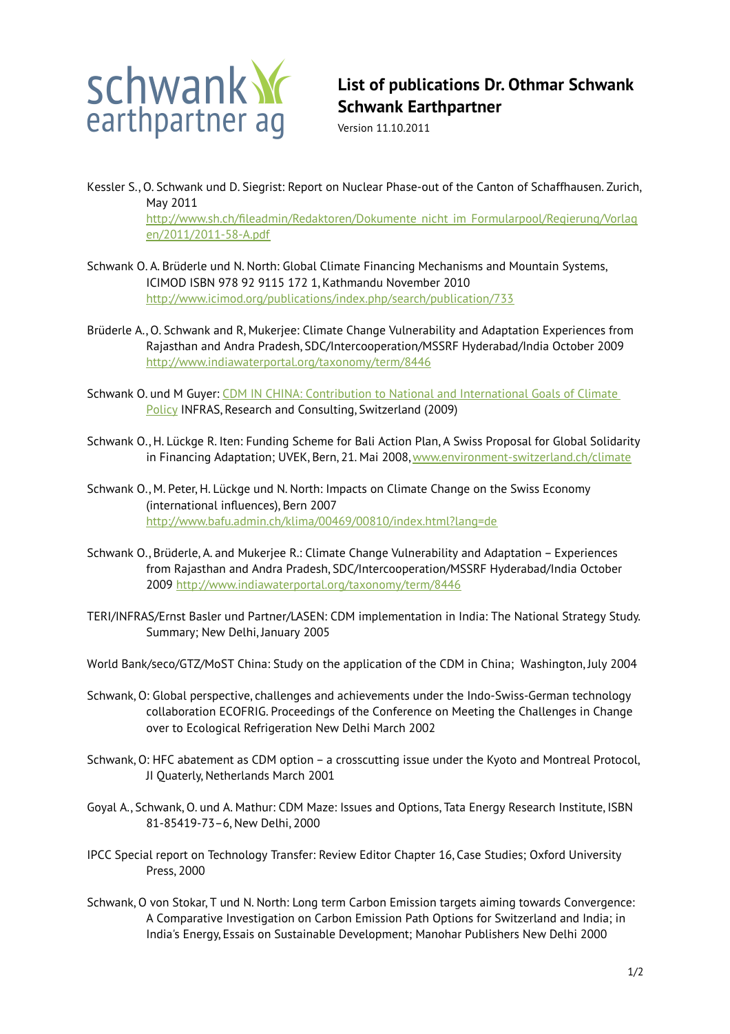schwank earthpartner ag

# List of publications Dr. Othmar Schwank Schwank Earthpartner

Version 11.10.2011

Kessler S., O. Schwank und D. Siegrist: Report on Nuclear Phase-out of the Canton of Schaffhausen. Zurich, May 2011 http://www.sh.ch/fileadmin/Redaktoren/Dokumente_nicht_im_Formularpool/Regierung/Vorlagen/2011/2011-58-A.pdf

Schwank O. A. Brüderle und N. North: Global Climate Financing Mechanisms and Mountain Systems, ICIMOD ISBN 978 92 9115 172 1, Kathmandu November 2010 http://www.icimod.org/publications/index.php/search/publication/733

Brüderle A., O. Schwank and R, Mukerjee: Climate Change Vulnerability and Adaptation Experiences from Rajasthan and Andra Pradesh, SDC/Intercooperation/MSSRF Hyderabad/India October 2009 http://www.indiawaterportal.org/taxonomy/term/8446

Schwank O. und M Guyer: CDM IN CHINA: Contribution to National and International Goals of Climate Policy INFRAS, Research and Consulting, Switzerland (2009)

Schwank O., H. Lückge R. Iten: Funding Scheme for Bali Action Plan, A Swiss Proposal for Global Solidarity in Financing Adaptation; UVEK, Bern, 21. Mai 2008, www.environment-switzerland.ch/climate

Schwank O., M. Peter, H. Lückge und N. North: Impacts on Climate Change on the Swiss Economy (international influences), Bern 2007 http://www.bafu.admin.ch/klima/00469/00810/index.html?lang=de

Schwank O., Brüderle, A. and Mukerjee R.: Climate Change Vulnerability and Adaptation – Experiences from Rajasthan and Andra Pradesh, SDC/Intercooperation/MSSRF Hyderabad/India October 2009 http://www.indiawaterportal.org/taxonomy/term/8446

TERI/INFRAS/Ernst Basler und Partner/LASEN: CDM implementation in India: The National Strategy Study. Summary; New Delhi, January 2005

World Bank/seco/GTZ/MoST China: Study on the application of the CDM in China; Washington, July 2004

Schwank, O: Global perspective, challenges and achievements under the Indo-Swiss-German technology collaboration ECOFRIG. Proceedings of the Conference on Meeting the Challenges in Change over to Ecological Refrigeration New Delhi March 2002

Schwank, O: HFC abatement as CDM option – a crosscutting issue under the Kyoto and Montreal Protocol, JI Quaterly, Netherlands March 2001

Goyal A., Schwank, O. und A. Mathur: CDM Maze: Issues and Options, Tata Energy Research Institute, ISBN 81-85419-73–6, New Delhi, 2000

IPCC Special report on Technology Transfer: Review Editor Chapter 16, Case Studies; Oxford University Press, 2000

Schwank, O von Stokar, T und N. North: Long term Carbon Emission targets aiming towards Convergence: A Comparative Investigation on Carbon Emission Path Options for Switzerland and India; in India's Energy, Essais on Sustainable Development; Manohar Publishers New Delhi 2000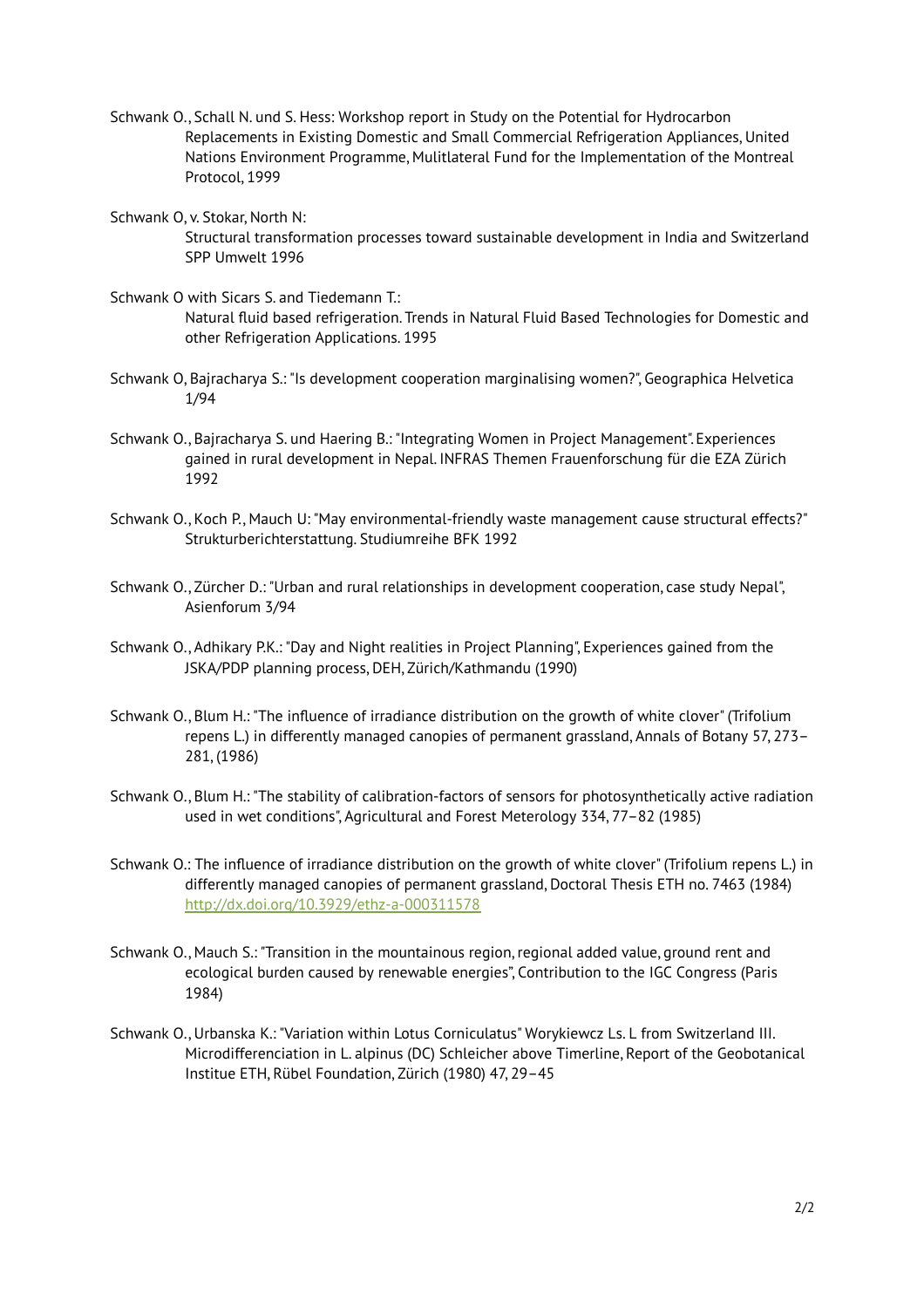Schwank O., Schall N. und S. Hess: Workshop report in Study on the Potential for Hydrocarbon Replacements in Existing Domestic and Small Commercial Refrigeration Appliances, United Nations Environment Programme, Mulitlateral Fund for the Implementation of the Montreal Protocol, 1999

Schwank O, v. Stokar, North N:
Structural transformation processes toward sustainable development in India and Switzerland SPP Umwelt 1996

Schwank O with Sicars S. and Tiedemann T.:
Natural fluid based refrigeration. Trends in Natural Fluid Based Technologies for Domestic and other Refrigeration Applications. 1995

Schwank O, Bajracharya S.: "Is development cooperation marginalising women?", Geographica Helvetica 1/94

Schwank O., Bajracharya S. und Haering B.: "Integrating Women in Project Management". Experiences gained in rural development in Nepal. INFRAS Themen Frauenforschung für die EZA Zürich 1992

Schwank O., Koch P., Mauch U: "May environmental-friendly waste management cause structural effects?" Strukturberichterstattung. Studiumreihe BFK 1992

Schwank O., Zürcher D.: "Urban and rural relationships in development cooperation, case study Nepal", Asienforum 3/94

Schwank O., Adhikary P.K.: "Day and Night realities in Project Planning", Experiences gained from the JSKA/PDP planning process, DEH, Zürich/Kathmandu (1990)

Schwank O., Blum H.: "The influence of irradiance distribution on the growth of white clover" (Trifolium repens L.) in differently managed canopies of permanent grassland, Annals of Botany 57, 273–281, (1986)

Schwank O., Blum H.: "The stability of calibration-factors of sensors for photosynthetically active radiation used in wet conditions", Agricultural and Forest Meterology 334, 77–82 (1985)

Schwank O.: The influence of irradiance distribution on the growth of white clover" (Trifolium repens L.) in differently managed canopies of permanent grassland, Doctoral Thesis ETH no. 7463 (1984) http://dx.doi.org/10.3929/ethz-a-000311578

Schwank O., Mauch S.: "Transition in the mountainous region, regional added value, ground rent and ecological burden caused by renewable energies", Contribution to the IGC Congress (Paris 1984)

Schwank O., Urbanska K.: "Variation within Lotus Corniculatus" Worykiewcz Ls. L from Switzerland III. Microdifferenciation in L. alpinus (DC) Schleicher above Timerline, Report of the Geobotanical Institue ETH, Rübel Foundation, Zürich (1980) 47, 29–45